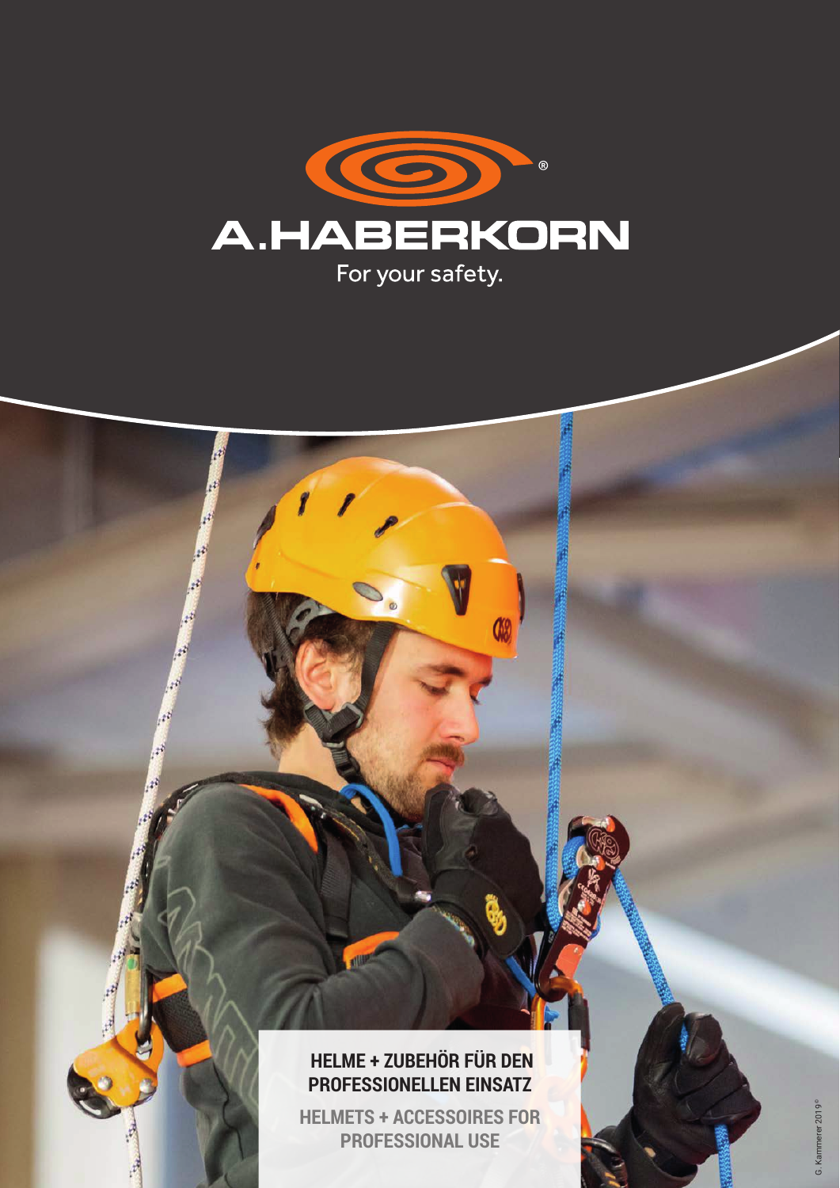A.HABERKORN

For your safety.

**HELME + ZUBEHÖR FÜR DEN PROFESSIONELLEN EINSATZ**

**HELMETS + ACCESSOIRES FOR PROFESSIONAL USE**

G. Kammerer 2019©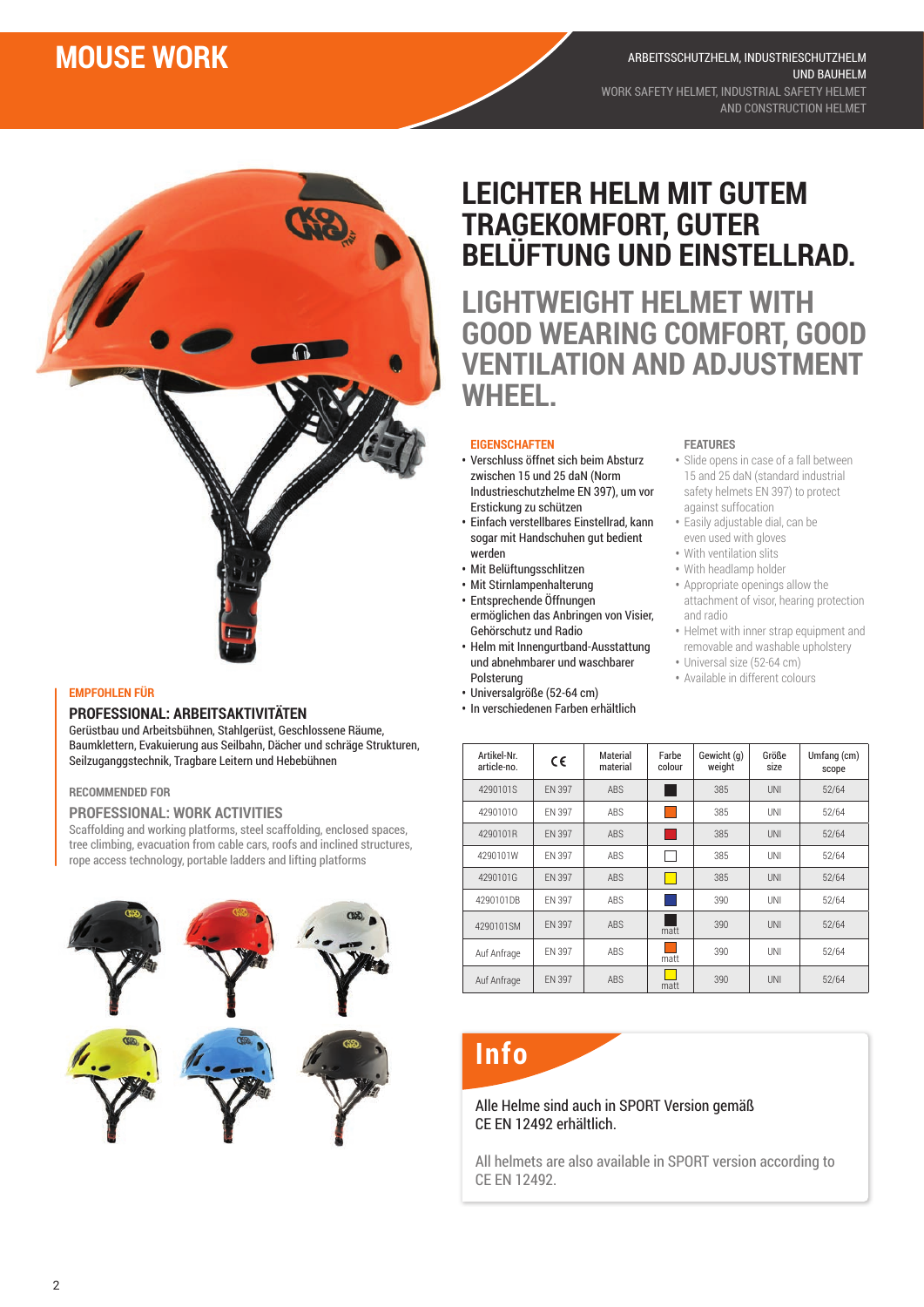# MOUSE WORK

ARBEITSSCHUTZHELM, INDUSTRIESCHUTZHELM UND BAUHELM

WORK SAFETY HELMET, INDUSTRIAL SAFETY HELMET AND CONSTRUCTION HELMET

## LEICHTER HELM MIT GUTEM TRAGEKOMFORT, GUTER BELÜFTUNG UND EINSTELLRAD.

## LIGHTWEIGHT HELMET WITH GOOD WEARING COMFORT, GOOD VENTILATION AND ADJUSTMENT WHEEL.

### EIGENSCHAFTEN

- Verschluss öffnet sich beim Absturz zwischen 15 und 25 daN (Norm Industrieschutzhelme EN 397), um vor Erstickung zu schützen
- Einfach verstellbares Einstellrad, kann sogar mit Handschuhen gut bedient werden
- Mit Belüftungsschlitzen
- Mit Stirnlampenhalterung
- Entsprechende Öffnungen ermöglichen das Anbringen von Visier, Gehörschutz und Radio
- Helm mit Innengurtband-Ausstattung und abnehmbarer und waschbarer Polsterung
- Universalgröße (52-64 cm)
- In verschiedenen Farben erhältlich

### FEATURES

- Slide opens in case of a fall between 15 and 25 daN (standard industrial safety helmets EN 397) to protect against suffocation
- Easily adjustable dial, can be even used with gloves
- With ventilation slits
- With headlamp holder
- Appropriate openings allow the attachment of visor, hearing protection and radio
- Helmet with inner strap equipment and removable and washable upholstery
- Universal size (52-64 cm)
- Available in different colours

### EMPFOHLEN FÜR

**PROFESSIONAL: ARBEITSAKTIVITÄTEN**

Gerüstbau und Arbeitsbühnen, Stahlgerüst, Geschlossene Räume, Baumklettern, Evakuierung aus Seilbahn, Dächer und schräge Strukturen, Seilzuganggstechnik, Tragbare Leitern und Hebebühnen

### RECOMMENDED FOR

**PROFESSIONAL: WORK ACTIVITIES**

Scaffolding and working platforms, steel scaffolding, enclosed spaces, tree climbing, evacuation from cable cars, roofs and inclined structures, rope access technology, portable ladders and lifting platforms

| Artikel-Nr. article-no. | CE | Material material | Farbe colour | Gewicht (g) weight | Größe size | Umfang (cm) scope |
|---|---|---|---|---|---|---|
| 4290101S | EN 397 | ABS | ■ | 385 | UNI | 52/64 |
| 4290101O | EN 397 | ABS | ■ | 385 | UNI | 52/64 |
| 4290101R | EN 397 | ABS | ■ | 385 | UNI | 52/64 |
| 4290101W | EN 397 | ABS | □ | 385 | UNI | 52/64 |
| 4290101G | EN 397 | ABS | ■ | 385 | UNI | 52/64 |
| 4290101DB | EN 397 | ABS | ■ | 390 | UNI | 52/64 |
| 4290101SM | EN 397 | ABS | ■ matt | 390 | UNI | 52/64 |
| Auf Anfrage | EN 397 | ABS | ■ matt | 390 | UNI | 52/64 |
| Auf Anfrage | EN 397 | ABS | ■ matt | 390 | UNI | 52/64 |

## Info

Alle Helme sind auch in SPORT Version gemäß CE EN 12492 erhältlich.

All helmets are also available in SPORT version according to CE EN 12492.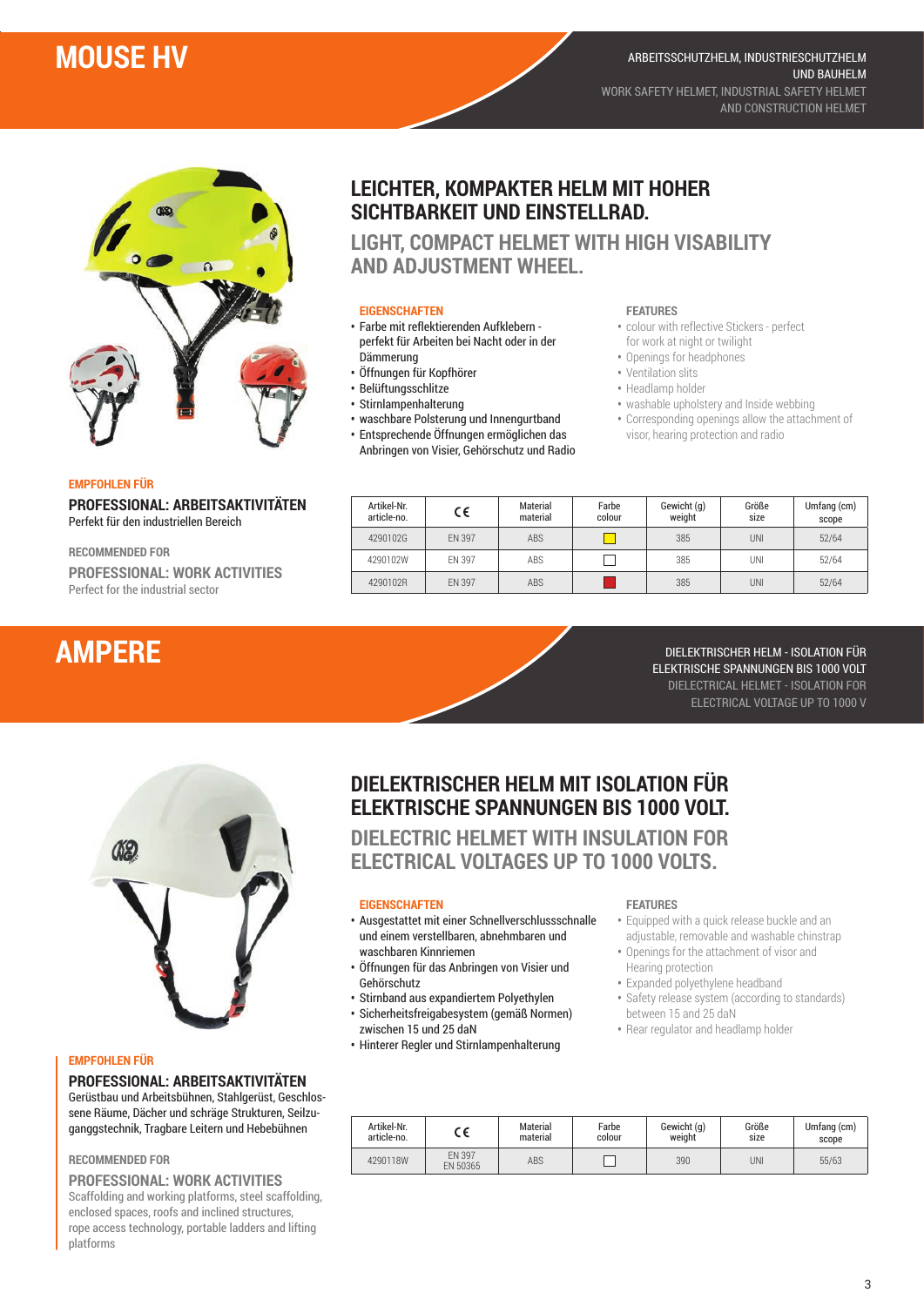# MOUSE HV

ARBEITSSCHUTZHELM, INDUSTRIESCHUTZHELM UND BAUHELM
WORK SAFETY HELMET, INDUSTRIAL SAFETY HELMET AND CONSTRUCTION HELMET

## LEICHTER, KOMPAKTER HELM MIT HOHER SICHTBARKEIT UND EINSTELLRAD.

## LIGHT, COMPACT HELMET WITH HIGH VISABILITY AND ADJUSTMENT WHEEL.

**EIGENSCHAFTEN**

- Farbe mit reflektierenden Aufklebern - perfekt für Arbeiten bei Nacht oder in der Dämmerung
- Öffnungen für Kopfhörer
- Belüftungsschlitze
- Stirnlampenhalterung
- waschbare Polsterung und Innengurtband
- Entsprechende Öffnungen ermöglichen das Anbringen von Visier, Gehörschutz und Radio

**FEATURES**

- colour with reflective Stickers - perfect for work at night or twilight
- Openings for headphones
- Ventilation slits
- Headlamp holder
- washable upholstery and Inside webbing
- Corresponding openings allow the attachment of visor, hearing protection and radio

**EMPFOHLEN FÜR**

**PROFESSIONAL: ARBEITSAKTIVITÄTEN**
Perfekt für den industriellen Bereich

**RECOMMENDED FOR**

**PROFESSIONAL: WORK ACTIVITIES**
Perfect for the industrial sector

| Artikel-Nr. article-no. | CE | Material material | Farbe colour | Gewicht (g) weight | Größe size | Umfang (cm) scope |
|---|---|---|---|---|---|---|
| 4290102G | EN 397 | ABS | ■ | 385 | UNI | 52/64 |
| 4290102W | EN 397 | ABS | □ | 385 | UNI | 52/64 |
| 4290102R | EN 397 | ABS | ■ | 385 | UNI | 52/64 |

# AMPERE

DIELEKTRISCHER HELM - ISOLATION FÜR ELEKTRISCHE SPANNUNGEN BIS 1000 VOLT
DIELECTRICAL HELMET - ISOLATION FOR ELECTRICAL VOLTAGE UP TO 1000 V

## DIELEKTRISCHER HELM MIT ISOLATION FÜR ELEKTRISCHE SPANNUNGEN BIS 1000 VOLT.

## DIELECTRIC HELMET WITH INSULATION FOR ELECTRICAL VOLTAGES UP TO 1000 VOLTS.

**EIGENSCHAFTEN**

- Ausgestattet mit einer Schnellverschlussschnalle und einem verstellbaren, abnehmbaren und waschbaren Kinnriemen
- Öffnungen für das Anbringen von Visier und Gehörschutz
- Stirnband aus expandiertem Polyethylen
- Sicherheitsfreigabesystem (gemäß Normen) zwischen 15 und 25 daN
- Hinterer Regler und Stirnlampenhalterung

**FEATURES**

- Equipped with a quick release buckle and an adjustable, removable and washable chinstrap
- Openings for the attachment of visor and Hearing protection
- Expanded polyethylene headband
- Safety release system (according to standards) between 15 and 25 daN
- Rear regulator and headlamp holder

**EMPFOHLEN FÜR**

**PROFESSIONAL: ARBEITSAKTIVITÄTEN**
Gerüstbau und Arbeitsbühnen, Stahlgerüst, Geschlossene Räume, Dächer und schräge Strukturen, Seilzugangstechnik, Tragbare Leitern und Hebebühnen

**RECOMMENDED FOR**

**PROFESSIONAL: WORK ACTIVITIES**
Scaffolding and working platforms, steel scaffolding, enclosed spaces, roofs and inclined structures, rope access technology, portable ladders and lifting platforms

| Artikel-Nr. article-no. | CE | Material material | Farbe colour | Gewicht (g) weight | Größe size | Umfang (cm) scope |
|---|---|---|---|---|---|---|
| 4290118W | EN 397 EN 50365 | ABS | □ | 390 | UNI | 55/63 |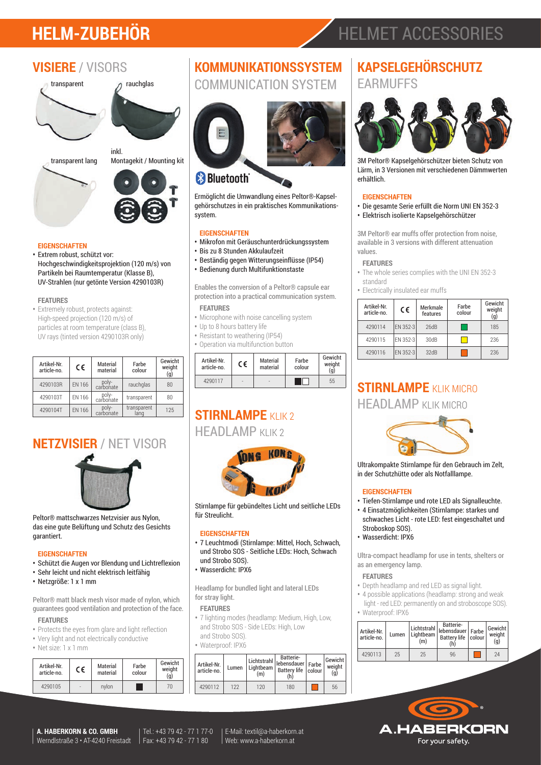# HELM-ZUBEHÖR

# HELMET ACCESSORIES

## VISIERE / VISORS

transparent

rauchglas

transparent lang

inkl. Montagekit / Mounting kit

**EIGENSCHAFTEN**

- Extrem robust, schützt vor: Hochgeschwindigkeitsprojektion (120 m/s) von Partikeln bei Raumtemperatur (Klasse B), UV-Strahlen (nur getönte Version 4290103R)

**FEATURES**

- Extremely robust, protects against: High-speed projection (120 m/s) of particles at room temperature (class B), UV rays (tinted version 4290103R only)

| Artikel-Nr. article-no. | CE | Material material | Farbe colour | Gewicht weight (g) |
|---|---|---|---|---|
| 4290103R | EN 166 | poly-carbonate | rauchglas | 80 |
| 4290103T | EN 166 | poly-carbonate | transparent | 80 |
| 4290104T | EN 166 | poly-carbonate | transparent lang | 125 |

## NETZVISIER / NET VISOR

Peltor® mattschwarzes Netzvisier aus Nylon, das eine gute Belüftung und Schutz des Gesichts garantiert.

**EIGENSCHAFTEN**

- Schützt die Augen vor Blendung und Lichtreflexion
- Sehr leicht und nicht elektrisch leitfähig
- Netzgröße: 1 x 1 mm

Peltor® matt black mesh visor made of nylon, which guarantees good ventilation and protection of the face.

**FEATURES**

- Protects the eyes from glare and light reflection
- Very light and not electrically conductive
- Net size: 1 x 1 mm

| Artikel-Nr. article-no. | CE | Material material | Farbe colour | Gewicht weight (g) |
|---|---|---|---|---|
| 4290105 | - | nylon | ■ | 70 |

## KOMMUNIKATIONSSYSTEM COMMUNICATION SYSTEM

Bluetooth

Ermöglicht die Umwandlung eines Peltor®-Kapselgehörschutzes in ein praktisches Kommunikationssystem.

**EIGENSCHAFTEN**

- Mikrofon mit Geräuschunterdrückungssystem
- Bis zu 8 Stunden Akkulaufzeit
- Beständig gegen Witterungseinflüsse (IP54)
- Bedienung durch Multifunktionstaste

Enables the conversion of a Peltor® capsule ear protection into a practical communication system.

**FEATURES**

- Microphone with noise cancelling system
- Up to 8 hours battery life
- Resistant to weathering (IP54)
- Operation via multifunction button

| Artikel-Nr. article-no. | CE | Material material | Farbe colour | Gewicht weight (g) |
|---|---|---|---|---|
| 4290117 | - | - | ■□ | 55 |

## STIRNLAMPE KLIK 2 HEADLAMP KLIK 2

Stirnlampe für gebündeltes Licht und seitliche LEDs für Streulicht.

**EIGENSCHAFTEN**

- 7 Leuchtmodi (Stirnlampe: Mittel, Hoch, Schwach, und Strobo SOS - Seitliche LEDs: Hoch, Schwach und Strobo SOS).
- Wasserdicht: IPX6

Headlamp for bundled light and lateral LEDs for stray light.

**FEATURES**

- 7 lighting modes (headlamp: Medium, High, Low, and Strobo SOS - Side LEDs: High, Low and Strobo SOS).
- Waterproof: IPX6

| Artikel-Nr. article-no. | Lumen | Lichtstrahl Lightbeam (m) | Batterie-lebensdauer Battery life (h) | Farbe colour | Gewicht weight (g) |
|---|---|---|---|---|---|
| 4290112 | 122 | 120 | 180 | ■ | 56 |

## KAPSELGEHÖRSCHUTZ EARMUFFS

3M Peltor® Kapselgehörschützer bieten Schutz von Lärm, in 3 Versionen mit verschiedenen Dämmwerten erhältlich.

**EIGENSCHAFTEN**

- Die gesamte Serie erfüllt die Norm UNI EN 352-3
- Elektrisch isolierte Kapselgehörschützer

3M Peltor® ear muffs offer protection from noise, available in 3 versions with different attenuation values.

**FEATURES**

- The whole series complies with the UNI EN 352-3 standard
- Electrically insulated ear muffs

| Artikel-Nr. article-no. | CE | Merkmale features | Farbe colour | Gewicht weight (g) |
|---|---|---|---|---|
| 4290114 | EN 352-3 | 26dB | ■ | 185 |
| 4290115 | EN 352-3 | 30dB | ■ | 236 |
| 4290116 | EN 352-3 | 32dB | ■ | 236 |

## STIRNLAMPE KLIK MICRO HEADLAMP KLIK MICRO

Ultrakompakte Stirnlampe für den Gebrauch im Zelt, in der Schutzhütte oder als Notfalllampe.

**EIGENSCHAFTEN**

- Tiefen-Stirnlampe und rote LED als Signalleuchte.
- 4 Einsatzmöglichkeiten (Stirnlampe: starkes und schwaches Licht - rote LED: fest eingeschaltet und Stroboskop SOS).
- Wasserdicht: IPX6

Ultra-compact headlamp for use in tents, shelters or as an emergency lamp.

**FEATURES**

- Depth headlamp and red LED as signal light.
- 4 possible applications (headlamp: strong and weak light - red LED: permanently on and stroboscope SOS).
- Waterproof: IPX6

| Artikel-Nr. article-no. | Lumen | Lichtstrahl Lightbeam (m) | Batterie-lebensdauer Battery life (h) | Farbe colour | Gewicht weight (g) |
|---|---|---|---|---|---|
| 4290113 | 25 | 25 | 96 | ■ | 24 |

**A. HABERKORN & CO. GMBH**
Werndlstraße 3 • AT-4240 Freistadt

Tel.: +43 79 42 - 77 1 77-0
Fax: +43 79 42 - 77 1 80

E-Mail: textil@a-haberkorn.at
Web: www.a-haberkorn.at

A.HABERKORN For your safety.